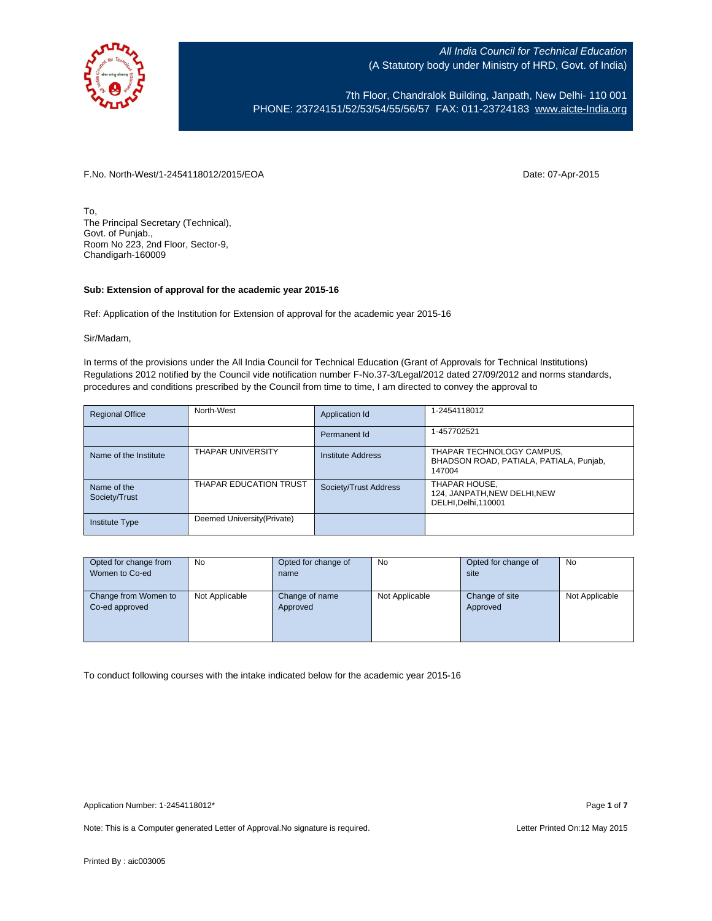*All India Council for Technical Education*
(A Statutory body under Ministry of HRD, Govt. of India)

7th Floor, Chandralok Building, Janpath, New Delhi- 110 001
PHONE: 23724151/52/53/54/55/56/57 FAX: 011-23724183 www.aicte-India.org

F.No. North-West/1-2454118012/2015/EOA Date: 07-Apr-2015

To,
The Principal Secretary (Technical),
Govt. of Punjab.,
Room No 223, 2nd Floor, Sector-9,
Chandigarh-160009

**Sub: Extension of approval for the academic year 2015-16**

Ref: Application of the Institution for Extension of approval for the academic year 2015-16

Sir/Madam,

In terms of the provisions under the All India Council for Technical Education (Grant of Approvals for Technical Institutions) Regulations 2012 notified by the Council vide notification number F-No.37-3/Legal/2012 dated 27/09/2012 and norms standards, procedures and conditions prescribed by the Council from time to time, I am directed to convey the approval to

| Regional Office | North-West | Application Id | 1-2454118012 |
|---|---|---|---|
| | | Permanent Id | 1-457702521 |
| Name of the Institute | THAPAR UNIVERSITY | Institute Address | THAPAR TECHNOLOGY CAMPUS, BHADSON ROAD, PATIALA, PATIALA, Punjab, 147004 |
| Name of the Society/Trust | THAPAR EDUCATION TRUST | Society/Trust Address | THAPAR HOUSE, 124, JANPATH,NEW DELHI,NEW DELHI,Delhi,110001 |
| Institute Type | Deemed University(Private) | | |

| Opted for change from Women to Co-ed | No | Opted for change of name | No | Opted for change of site | No |
|---|---|---|---|---|---|
| Change from Women to Co-ed approved | Not Applicable | Change of name Approved | Not Applicable | Change of site Approved | Not Applicable |

To conduct following courses with the intake indicated below for the academic year 2015-16

Application Number: 1-2454118012*

Note: This is a Computer generated Letter of Approval.No signature is required. Letter Printed On:12 May 2015

Printed By : aic003005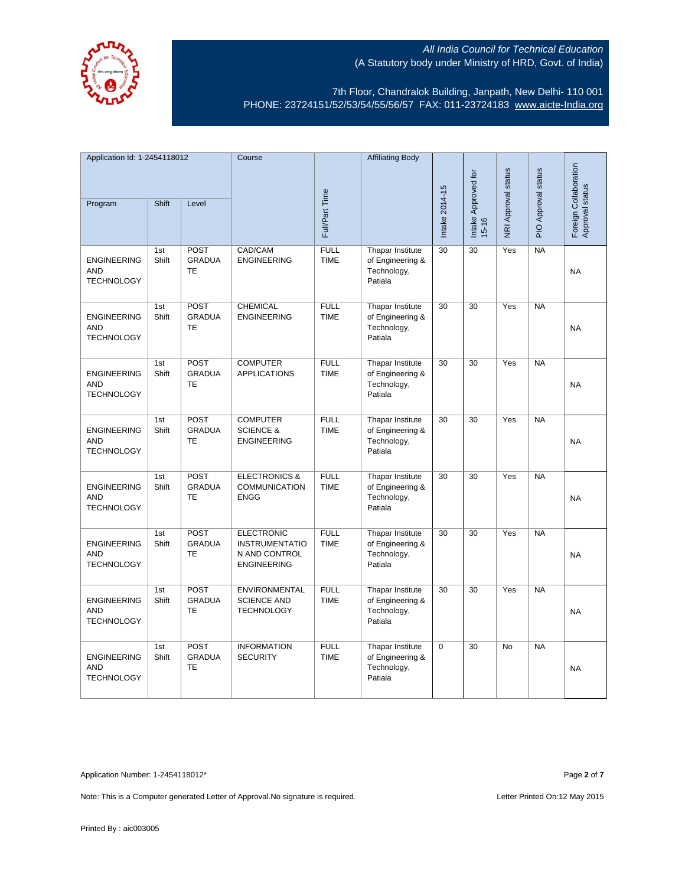All India Council for Technical Education
(A Statutory body under Ministry of HRD, Govt. of India)

7th Floor, Chandralok Building, Janpath, New Delhi- 110 001
PHONE: 23724151/52/53/54/55/56/57 FAX: 011-23724183 www.aicte-India.org

| Application Id: 1-2454118012 | | | Course | Full/Part Time | Affiliating Body | Intake 2014-15 | Intake Approved for 15-16 | NRI Approval status | PIO Approval status | Foreign Collaboration Approval status |
|---|---|---|---|---|---|---|---|---|---|---|
| Program | Shift | Level | | | | | | | | |
| ENGINEERING AND TECHNOLOGY | 1st Shift | POST GRADUATE | CAD/CAM ENGINEERING | FULL TIME | Thapar Institute of Engineering & Technology, Patiala | 30 | 30 | Yes | NA | NA |
| ENGINEERING AND TECHNOLOGY | 1st Shift | POST GRADUATE | CHEMICAL ENGINEERING | FULL TIME | Thapar Institute of Engineering & Technology, Patiala | 30 | 30 | Yes | NA | NA |
| ENGINEERING AND TECHNOLOGY | 1st Shift | POST GRADUATE | COMPUTER APPLICATIONS | FULL TIME | Thapar Institute of Engineering & Technology, Patiala | 30 | 30 | Yes | NA | NA |
| ENGINEERING AND TECHNOLOGY | 1st Shift | POST GRADUATE | COMPUTER SCIENCE & ENGINEERING | FULL TIME | Thapar Institute of Engineering & Technology, Patiala | 30 | 30 | Yes | NA | NA |
| ENGINEERING AND TECHNOLOGY | 1st Shift | POST GRADUATE | ELECTRONICS & COMMUNICATION ENGG | FULL TIME | Thapar Institute of Engineering & Technology, Patiala | 30 | 30 | Yes | NA | NA |
| ENGINEERING AND TECHNOLOGY | 1st Shift | POST GRADUATE | ELECTRONIC INSTRUMENTATION AND CONTROL ENGINEERING | FULL TIME | Thapar Institute of Engineering & Technology, Patiala | 30 | 30 | Yes | NA | NA |
| ENGINEERING AND TECHNOLOGY | 1st Shift | POST GRADUATE | ENVIRONMENTAL SCIENCE AND TECHNOLOGY | FULL TIME | Thapar Institute of Engineering & Technology, Patiala | 30 | 30 | Yes | NA | NA |
| ENGINEERING AND TECHNOLOGY | 1st Shift | POST GRADUATE | INFORMATION SECURITY | FULL TIME | Thapar Institute of Engineering & Technology, Patiala | 0 | 30 | No | NA | NA |

Application Number: 1-2454118012*

Note: This is a Computer generated Letter of Approval.No signature is required.

Letter Printed On:12 May 2015

Printed By : aic003005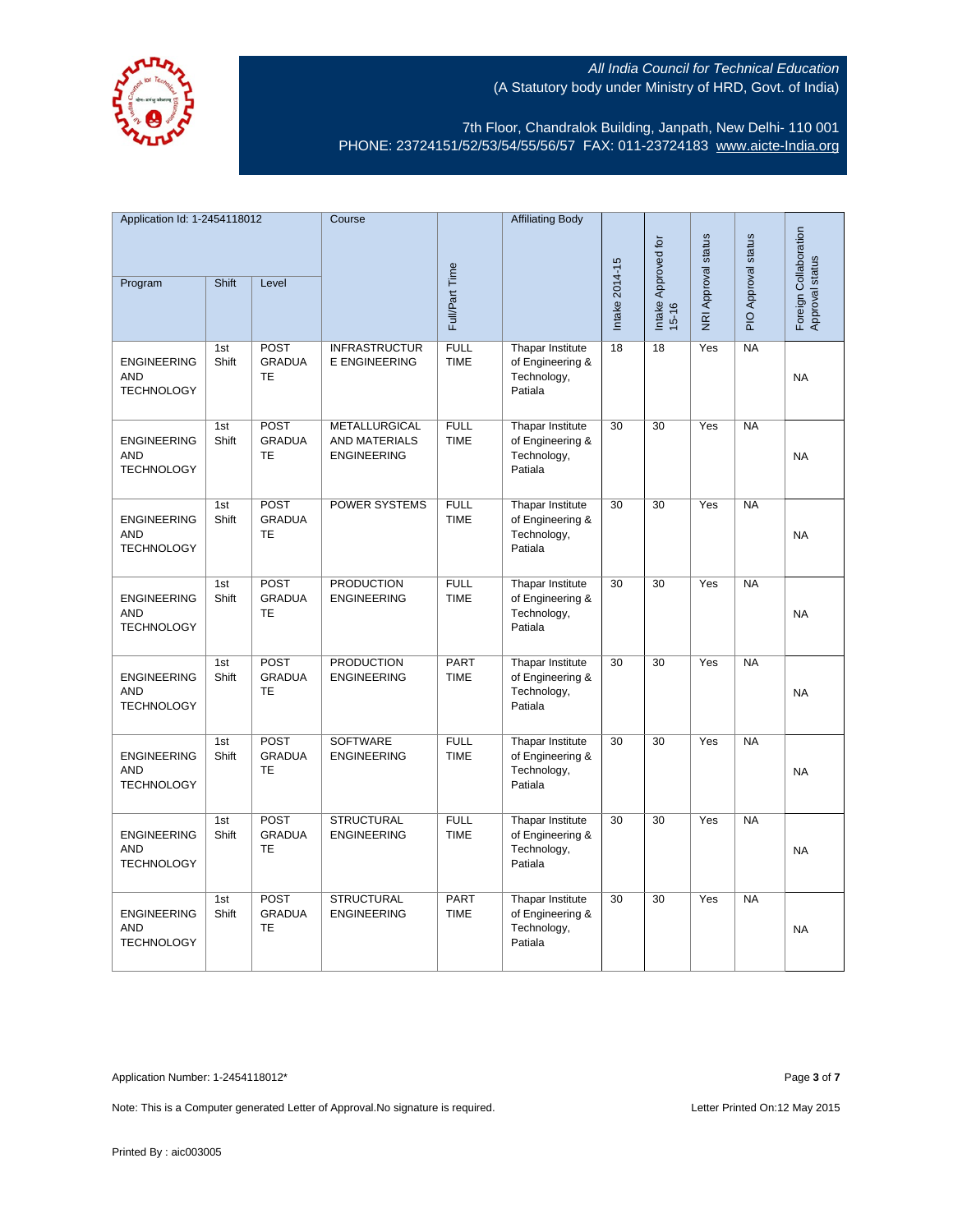All India Council for Technical Education
(A Statutory body under Ministry of HRD, Govt. of India)

7th Floor, Chandralok Building, Janpath, New Delhi- 110 001
PHONE: 23724151/52/53/54/55/56/57 FAX: 011-23724183 www.aicte-India.org

| Application Id: 1-2454118012 | | | Course | Full/Part Time | Affiliating Body | Intake 2014-15 | Intake Approved for 15-16 | NRI Approval status | PIO Approval status | Foreign Collaboration Approval status |
|---|---|---|---|---|---|---|---|---|---|---|
| Program | Shift | Level | | | | | | | | |
| ENGINEERING AND TECHNOLOGY | 1st Shift | POST GRADUATE | INFRASTRUCTURE ENGINEERING | FULL TIME | Thapar Institute of Engineering & Technology, Patiala | 18 | 18 | Yes | NA | NA |
| ENGINEERING AND TECHNOLOGY | 1st Shift | POST GRADUATE | METALLURGICAL AND MATERIALS ENGINEERING | FULL TIME | Thapar Institute of Engineering & Technology, Patiala | 30 | 30 | Yes | NA | NA |
| ENGINEERING AND TECHNOLOGY | 1st Shift | POST GRADUATE | POWER SYSTEMS | FULL TIME | Thapar Institute of Engineering & Technology, Patiala | 30 | 30 | Yes | NA | NA |
| ENGINEERING AND TECHNOLOGY | 1st Shift | POST GRADUATE | PRODUCTION ENGINEERING | FULL TIME | Thapar Institute of Engineering & Technology, Patiala | 30 | 30 | Yes | NA | NA |
| ENGINEERING AND TECHNOLOGY | 1st Shift | POST GRADUATE | PRODUCTION ENGINEERING | PART TIME | Thapar Institute of Engineering & Technology, Patiala | 30 | 30 | Yes | NA | NA |
| ENGINEERING AND TECHNOLOGY | 1st Shift | POST GRADUATE | SOFTWARE ENGINEERING | FULL TIME | Thapar Institute of Engineering & Technology, Patiala | 30 | 30 | Yes | NA | NA |
| ENGINEERING AND TECHNOLOGY | 1st Shift | POST GRADUATE | STRUCTURAL ENGINEERING | FULL TIME | Thapar Institute of Engineering & Technology, Patiala | 30 | 30 | Yes | NA | NA |
| ENGINEERING AND TECHNOLOGY | 1st Shift | POST GRADUATE | STRUCTURAL ENGINEERING | PART TIME | Thapar Institute of Engineering & Technology, Patiala | 30 | 30 | Yes | NA | NA |

Application Number: 1-2454118012*

Note: This is a Computer generated Letter of Approval.No signature is required.

Letter Printed On:12 May 2015

Printed By : aic003005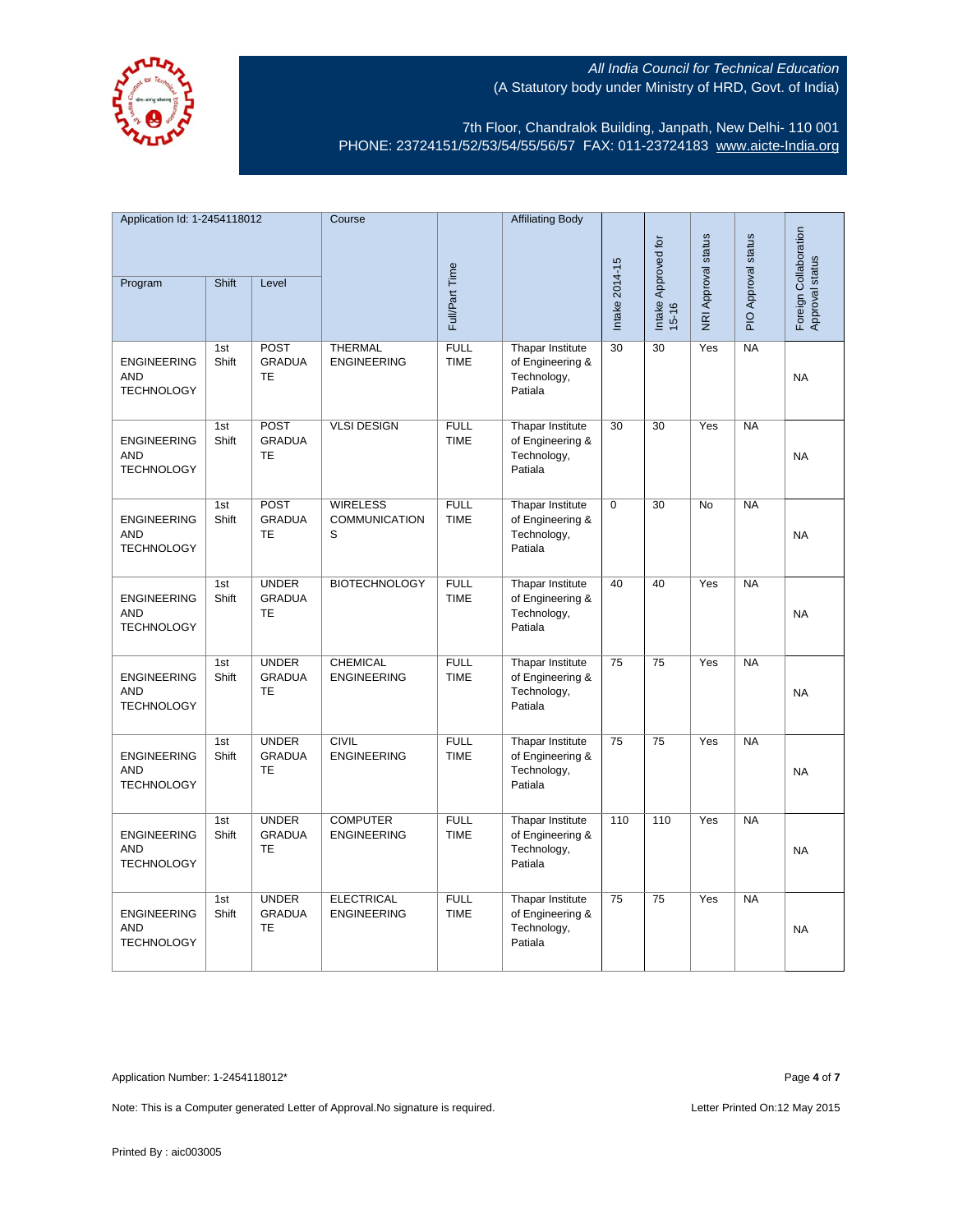*All India Council for Technical Education*
(A Statutory body under Ministry of HRD, Govt. of India)

7th Floor, Chandralok Building, Janpath, New Delhi- 110 001
PHONE: 23724151/52/53/54/55/56/57 FAX: 011-23724183 www.aicte-India.org

| Application Id: 1-2454118012 | | | Course | Full/Part Time | Affiliating Body | Intake 2014-15 | Intake Approved for 15-16 | NRI Approval status | PIO Approval status | Foreign Collaboration Approval status |
|---|---|---|---|---|---|---|---|---|---|---|
| Program | Shift | Level | | | | | | | | |
| ENGINEERING AND TECHNOLOGY | 1st Shift | POST GRADUATE | THERMAL ENGINEERING | FULL TIME | Thapar Institute of Engineering & Technology, Patiala | 30 | 30 | Yes | NA | NA |
| ENGINEERING AND TECHNOLOGY | 1st Shift | POST GRADUATE | VLSI DESIGN | FULL TIME | Thapar Institute of Engineering & Technology, Patiala | 30 | 30 | Yes | NA | NA |
| ENGINEERING AND TECHNOLOGY | 1st Shift | POST GRADUATE | WIRELESS COMMUNICATIONS | FULL TIME | Thapar Institute of Engineering & Technology, Patiala | 0 | 30 | No | NA | NA |
| ENGINEERING AND TECHNOLOGY | 1st Shift | UNDER GRADUATE | BIOTECHNOLOGY | FULL TIME | Thapar Institute of Engineering & Technology, Patiala | 40 | 40 | Yes | NA | NA |
| ENGINEERING AND TECHNOLOGY | 1st Shift | UNDER GRADUATE | CHEMICAL ENGINEERING | FULL TIME | Thapar Institute of Engineering & Technology, Patiala | 75 | 75 | Yes | NA | NA |
| ENGINEERING AND TECHNOLOGY | 1st Shift | UNDER GRADUATE | CIVIL ENGINEERING | FULL TIME | Thapar Institute of Engineering & Technology, Patiala | 75 | 75 | Yes | NA | NA |
| ENGINEERING AND TECHNOLOGY | 1st Shift | UNDER GRADUATE | COMPUTER ENGINEERING | FULL TIME | Thapar Institute of Engineering & Technology, Patiala | 110 | 110 | Yes | NA | NA |
| ENGINEERING AND TECHNOLOGY | 1st Shift | UNDER GRADUATE | ELECTRICAL ENGINEERING | FULL TIME | Thapar Institute of Engineering & Technology, Patiala | 75 | 75 | Yes | NA | NA |

Application Number: 1-2454118012*

Note: This is a Computer generated Letter of Approval.No signature is required.

Letter Printed On:12 May 2015

Printed By : aic003005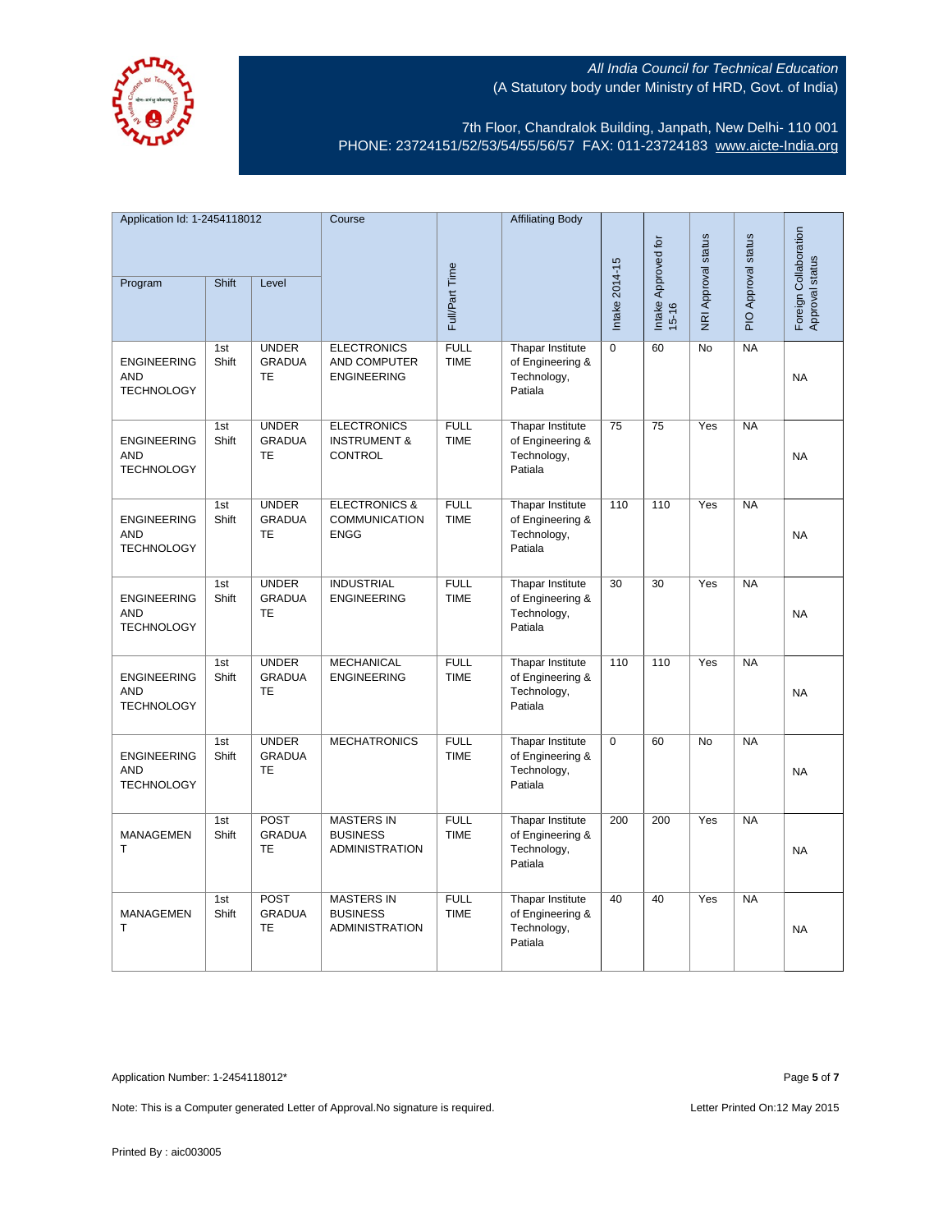All India Council for Technical Education
(A Statutory body under Ministry of HRD, Govt. of India)

7th Floor, Chandralok Building, Janpath, New Delhi- 110 001
PHONE: 23724151/52/53/54/55/56/57 FAX: 011-23724183 www.aicte-India.org

| Application Id: 1-2454118012 | | | Course | Full/Part Time | Affiliating Body | Intake 2014-15 | Intake Approved for 15-16 | NRI Approval status | PIO Approval status | Foreign Collaboration Approval status |
|---|---|---|---|---|---|---|---|---|---|---|
| Program | Shift | Level | | | | | | | | |
| ENGINEERING AND TECHNOLOGY | 1st Shift | UNDER GRADUATE | ELECTRONICS AND COMPUTER ENGINEERING | FULL TIME | Thapar Institute of Engineering & Technology, Patiala | 0 | 60 | No | NA | NA |
| ENGINEERING AND TECHNOLOGY | 1st Shift | UNDER GRADUATE | ELECTRONICS INSTRUMENT & CONTROL | FULL TIME | Thapar Institute of Engineering & Technology, Patiala | 75 | 75 | Yes | NA | NA |
| ENGINEERING AND TECHNOLOGY | 1st Shift | UNDER GRADUATE | ELECTRONICS & COMMUNICATION ENGG | FULL TIME | Thapar Institute of Engineering & Technology, Patiala | 110 | 110 | Yes | NA | NA |
| ENGINEERING AND TECHNOLOGY | 1st Shift | UNDER GRADUATE | INDUSTRIAL ENGINEERING | FULL TIME | Thapar Institute of Engineering & Technology, Patiala | 30 | 30 | Yes | NA | NA |
| ENGINEERING AND TECHNOLOGY | 1st Shift | UNDER GRADUATE | MECHANICAL ENGINEERING | FULL TIME | Thapar Institute of Engineering & Technology, Patiala | 110 | 110 | Yes | NA | NA |
| ENGINEERING AND TECHNOLOGY | 1st Shift | UNDER GRADUATE | MECHATRONICS | FULL TIME | Thapar Institute of Engineering & Technology, Patiala | 0 | 60 | No | NA | NA |
| MANAGEMENT | 1st Shift | POST GRADUATE | MASTERS IN BUSINESS ADMINISTRATION | FULL TIME | Thapar Institute of Engineering & Technology, Patiala | 200 | 200 | Yes | NA | NA |
| MANAGEMENT | 1st Shift | POST GRADUATE | MASTERS IN BUSINESS ADMINISTRATION | FULL TIME | Thapar Institute of Engineering & Technology, Patiala | 40 | 40 | Yes | NA | NA |

Application Number: 1-2454118012*

Note: This is a Computer generated Letter of Approval.No signature is required.

Letter Printed On:12 May 2015

Printed By : aic003005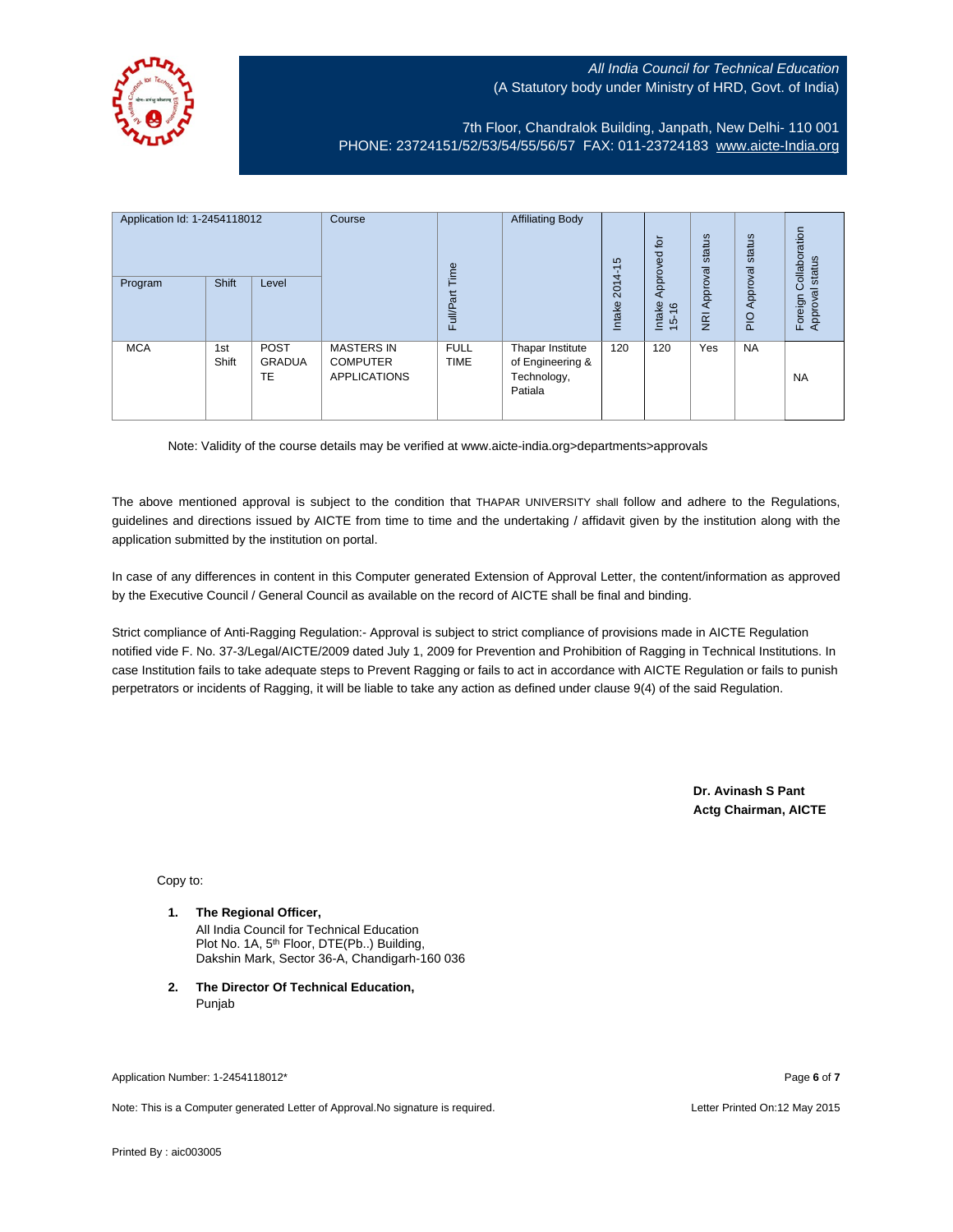All India Council for Technical Education
(A Statutory body under Ministry of HRD, Govt. of India)

7th Floor, Chandralok Building, Janpath, New Delhi- 110 001
PHONE: 23724151/52/53/54/55/56/57 FAX: 011-23724183 www.aicte-India.org

| Application Id: 1-2454118012 | | | Course | Full/Part Time | Affiliating Body | Intake 2014-15 | Intake Approved for 15-16 | NRI Approval status | PIO Approval status | Foreign Collaboration Approval status |
|---|---|---|---|---|---|---|---|---|---|---|
| Program | Shift | Level | | | | | | | | |
| MCA | 1st Shift | POST GRADUATE | MASTERS IN COMPUTER APPLICATIONS | FULL TIME | Thapar Institute of Engineering & Technology, Patiala | 120 | 120 | Yes | NA | NA |

Note: Validity of the course details may be verified at www.aicte-india.org>departments>approvals

The above mentioned approval is subject to the condition that THAPAR UNIVERSITY shall follow and adhere to the Regulations, guidelines and directions issued by AICTE from time to time and the undertaking / affidavit given by the institution along with the application submitted by the institution on portal.

In case of any differences in content in this Computer generated Extension of Approval Letter, the content/information as approved by the Executive Council / General Council as available on the record of AICTE shall be final and binding.

Strict compliance of Anti-Ragging Regulation:- Approval is subject to strict compliance of provisions made in AICTE Regulation notified vide F. No. 37-3/Legal/AICTE/2009 dated July 1, 2009 for Prevention and Prohibition of Ragging in Technical Institutions. In case Institution fails to take adequate steps to Prevent Ragging or fails to act in accordance with AICTE Regulation or fails to punish perpetrators or incidents of Ragging, it will be liable to take any action as defined under clause 9(4) of the said Regulation.

**Dr. Avinash S Pant**
**Actg Chairman, AICTE**

Copy to:

1. **The Regional Officer,**
   All India Council for Technical Education
   Plot No. 1A, 5th Floor, DTE(Pb..) Building,
   Dakshin Mark, Sector 36-A, Chandigarh-160 036

2. **The Director Of Technical Education,**
   Punjab

Application Number: 1-2454118012*

Note: This is a Computer generated Letter of Approval.No signature is required.

Letter Printed On:12 May 2015

Printed By : aic003005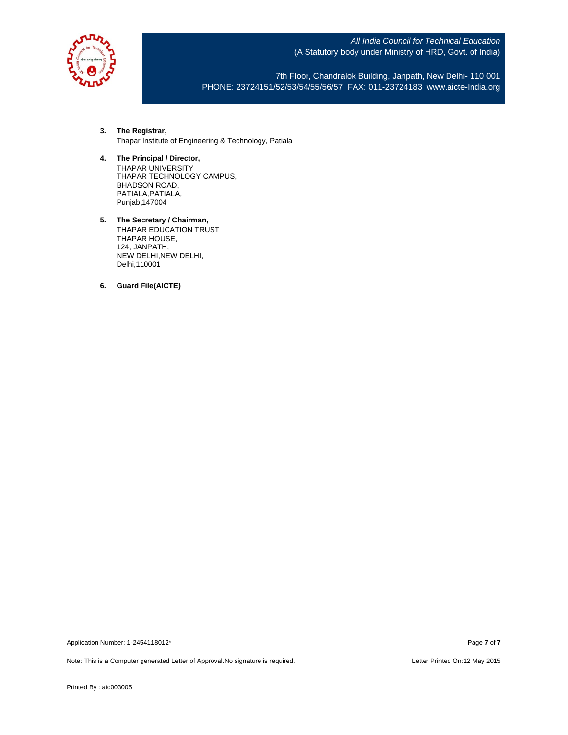3. **The Registrar,**
   Thapar Institute of Engineering & Technology, Patiala

4. **The Principal / Director,**
   THAPAR UNIVERSITY
   THAPAR TECHNOLOGY CAMPUS,
   BHADSON ROAD,
   PATIALA,PATIALA,
   Punjab,147004

5. **The Secretary / Chairman,**
   THAPAR EDUCATION TRUST
   THAPAR HOUSE,
   124, JANPATH,
   NEW DELHI,NEW DELHI,
   Delhi,110001

6. **Guard File(AICTE)**

Application Number: 1-2454118012*

Note: This is a Computer generated Letter of Approval.No signature is required.

Letter Printed On:12 May 2015

Printed By : aic003005